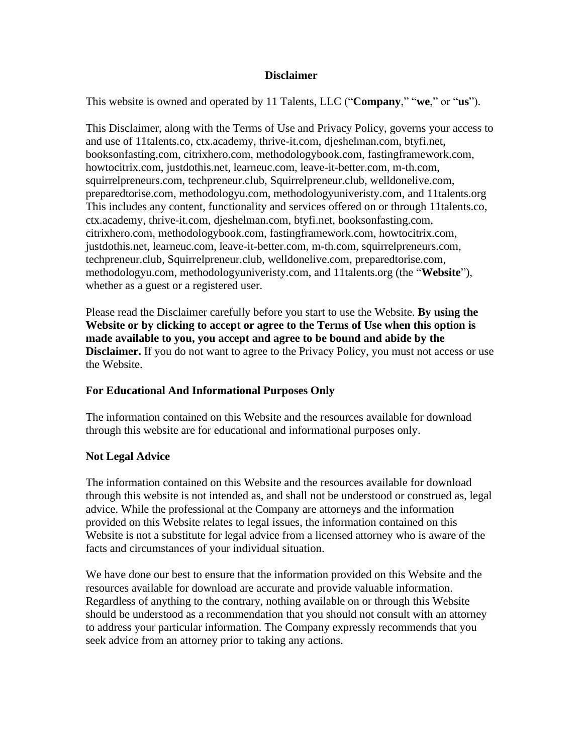# Disclaimer

This website is owned and operated by 11 Talents, LLC ("**Company**," "**we**," or "**us**").

This Disclaimer, along with the Terms of Use and Privacy Policy, governs your access to and use of 11talents.co, ctx.academy, thrive-it.com, djeshelman.com, btyfi.net, booksonfasting.com, citrixhero.com, methodologybook.com, fastingframework.com, howtocitrix.com, justdothis.net, learneuc.com, leave-it-better.com, m-th.com, squirrelpreneurs.com, techpreneur.club, Squirrelpreneur.club, welldonelive.com, preparedtorise.com, methodologyu.com, methodologyuniveristy.com, and 11talents.org This includes any content, functionality and services offered on or through 11talents.co, ctx.academy, thrive-it.com, djeshelman.com, btyfi.net, booksonfasting.com, citrixhero.com, methodologybook.com, fastingframework.com, howtocitrix.com, justdothis.net, learneuc.com, leave-it-better.com, m-th.com, squirrelpreneurs.com, techpreneur.club, Squirrelpreneur.club, welldonelive.com, preparedtorise.com, methodologyu.com, methodologyuniveristy.com, and 11talents.org (the "**Website**"), whether as a guest or a registered user.

Please read the Disclaimer carefully before you start to use the Website. **By using the Website or by clicking to accept or agree to the Terms of Use when this option is made available to you, you accept and agree to be bound and abide by the Disclaimer.** If you do not want to agree to the Privacy Policy, you must not access or use the Website.

## For Educational And Informational Purposes Only

The information contained on this Website and the resources available for download through this website are for educational and informational purposes only.

## Not Legal Advice

The information contained on this Website and the resources available for download through this website is not intended as, and shall not be understood or construed as, legal advice. While the professional at the Company are attorneys and the information provided on this Website relates to legal issues, the information contained on this Website is not a substitute for legal advice from a licensed attorney who is aware of the facts and circumstances of your individual situation.

We have done our best to ensure that the information provided on this Website and the resources available for download are accurate and provide valuable information. Regardless of anything to the contrary, nothing available on or through this Website should be understood as a recommendation that you should not consult with an attorney to address your particular information. The Company expressly recommends that you seek advice from an attorney prior to taking any actions.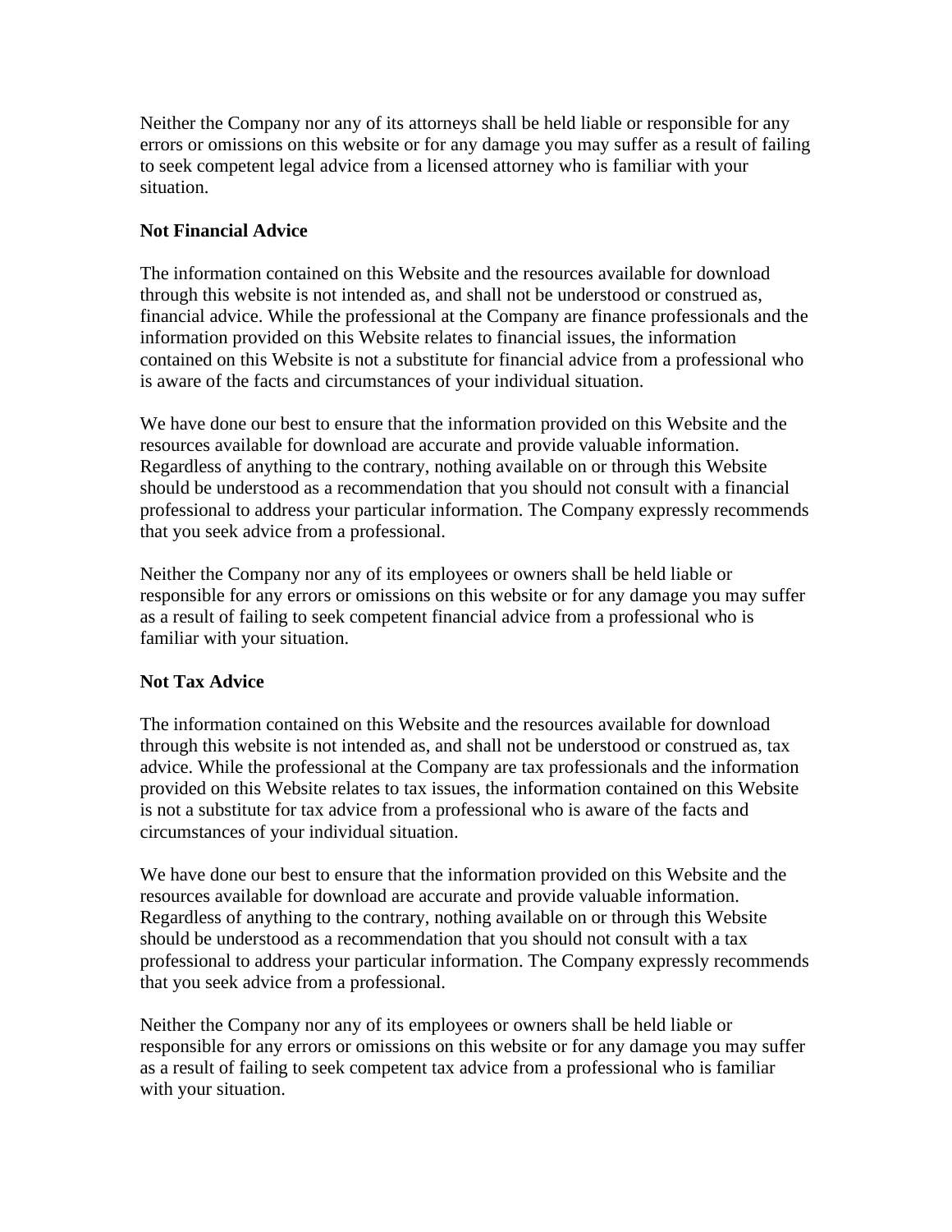Neither the Company nor any of its attorneys shall be held liable or responsible for any errors or omissions on this website or for any damage you may suffer as a result of failing to seek competent legal advice from a licensed attorney who is familiar with your situation.

**Not Financial Advice**

The information contained on this Website and the resources available for download through this website is not intended as, and shall not be understood or construed as, financial advice. While the professional at the Company are finance professionals and the information provided on this Website relates to financial issues, the information contained on this Website is not a substitute for financial advice from a professional who is aware of the facts and circumstances of your individual situation.

We have done our best to ensure that the information provided on this Website and the resources available for download are accurate and provide valuable information. Regardless of anything to the contrary, nothing available on or through this Website should be understood as a recommendation that you should not consult with a financial professional to address your particular information. The Company expressly recommends that you seek advice from a professional.

Neither the Company nor any of its employees or owners shall be held liable or responsible for any errors or omissions on this website or for any damage you may suffer as a result of failing to seek competent financial advice from a professional who is familiar with your situation.

**Not Tax Advice**

The information contained on this Website and the resources available for download through this website is not intended as, and shall not be understood or construed as, tax advice. While the professional at the Company are tax professionals and the information provided on this Website relates to tax issues, the information contained on this Website is not a substitute for tax advice from a professional who is aware of the facts and circumstances of your individual situation.

We have done our best to ensure that the information provided on this Website and the resources available for download are accurate and provide valuable information. Regardless of anything to the contrary, nothing available on or through this Website should be understood as a recommendation that you should not consult with a tax professional to address your particular information. The Company expressly recommends that you seek advice from a professional.

Neither the Company nor any of its employees or owners shall be held liable or responsible for any errors or omissions on this website or for any damage you may suffer as a result of failing to seek competent tax advice from a professional who is familiar with your situation.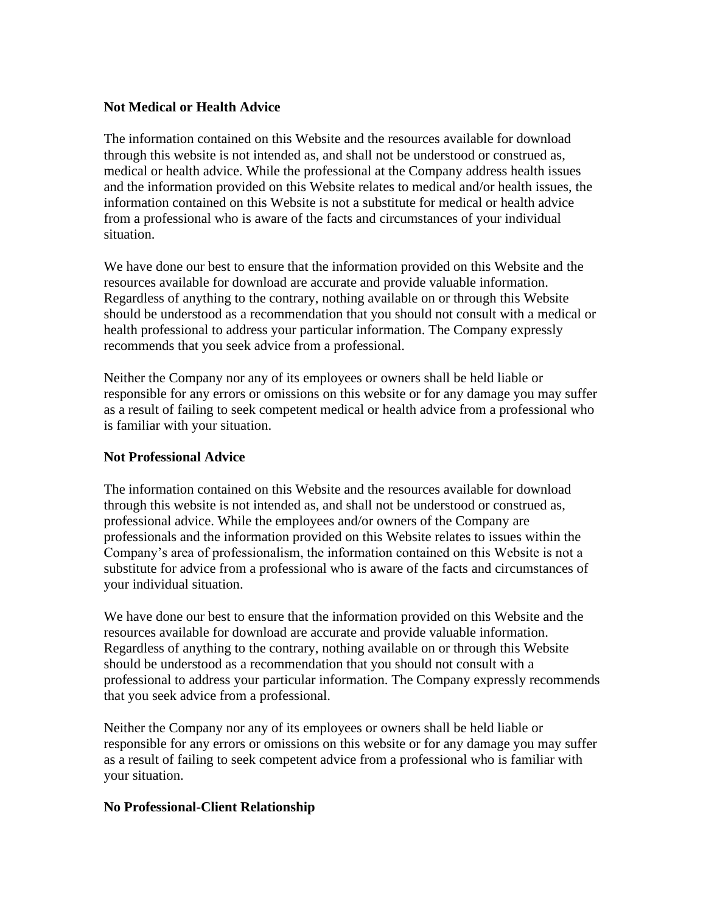**Not Medical or Health Advice**

The information contained on this Website and the resources available for download through this website is not intended as, and shall not be understood or construed as, medical or health advice. While the professional at the Company address health issues and the information provided on this Website relates to medical and/or health issues, the information contained on this Website is not a substitute for medical or health advice from a professional who is aware of the facts and circumstances of your individual situation.

We have done our best to ensure that the information provided on this Website and the resources available for download are accurate and provide valuable information. Regardless of anything to the contrary, nothing available on or through this Website should be understood as a recommendation that you should not consult with a medical or health professional to address your particular information. The Company expressly recommends that you seek advice from a professional.

Neither the Company nor any of its employees or owners shall be held liable or responsible for any errors or omissions on this website or for any damage you may suffer as a result of failing to seek competent medical or health advice from a professional who is familiar with your situation.

**Not Professional Advice**

The information contained on this Website and the resources available for download through this website is not intended as, and shall not be understood or construed as, professional advice. While the employees and/or owners of the Company are professionals and the information provided on this Website relates to issues within the Company's area of professionalism, the information contained on this Website is not a substitute for advice from a professional who is aware of the facts and circumstances of your individual situation.

We have done our best to ensure that the information provided on this Website and the resources available for download are accurate and provide valuable information. Regardless of anything to the contrary, nothing available on or through this Website should be understood as a recommendation that you should not consult with a professional to address your particular information. The Company expressly recommends that you seek advice from a professional.

Neither the Company nor any of its employees or owners shall be held liable or responsible for any errors or omissions on this website or for any damage you may suffer as a result of failing to seek competent advice from a professional who is familiar with your situation.

**No Professional-Client Relationship**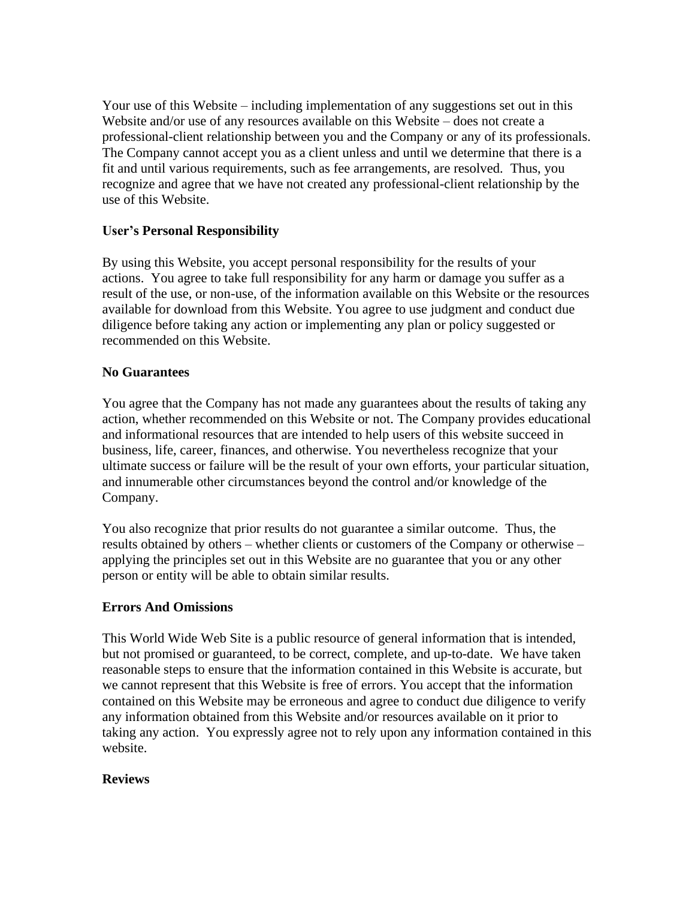Your use of this Website – including implementation of any suggestions set out in this Website and/or use of any resources available on this Website – does not create a professional-client relationship between you and the Company or any of its professionals. The Company cannot accept you as a client unless and until we determine that there is a fit and until various requirements, such as fee arrangements, are resolved. Thus, you recognize and agree that we have not created any professional-client relationship by the use of this Website.

**User's Personal Responsibility**

By using this Website, you accept personal responsibility for the results of your actions. You agree to take full responsibility for any harm or damage you suffer as a result of the use, or non-use, of the information available on this Website or the resources available for download from this Website. You agree to use judgment and conduct due diligence before taking any action or implementing any plan or policy suggested or recommended on this Website.

**No Guarantees**

You agree that the Company has not made any guarantees about the results of taking any action, whether recommended on this Website or not. The Company provides educational and informational resources that are intended to help users of this website succeed in business, life, career, finances, and otherwise. You nevertheless recognize that your ultimate success or failure will be the result of your own efforts, your particular situation, and innumerable other circumstances beyond the control and/or knowledge of the Company.

You also recognize that prior results do not guarantee a similar outcome. Thus, the results obtained by others – whether clients or customers of the Company or otherwise – applying the principles set out in this Website are no guarantee that you or any other person or entity will be able to obtain similar results.

**Errors And Omissions**

This World Wide Web Site is a public resource of general information that is intended, but not promised or guaranteed, to be correct, complete, and up-to-date. We have taken reasonable steps to ensure that the information contained in this Website is accurate, but we cannot represent that this Website is free of errors. You accept that the information contained on this Website may be erroneous and agree to conduct due diligence to verify any information obtained from this Website and/or resources available on it prior to taking any action. You expressly agree not to rely upon any information contained in this website.

**Reviews**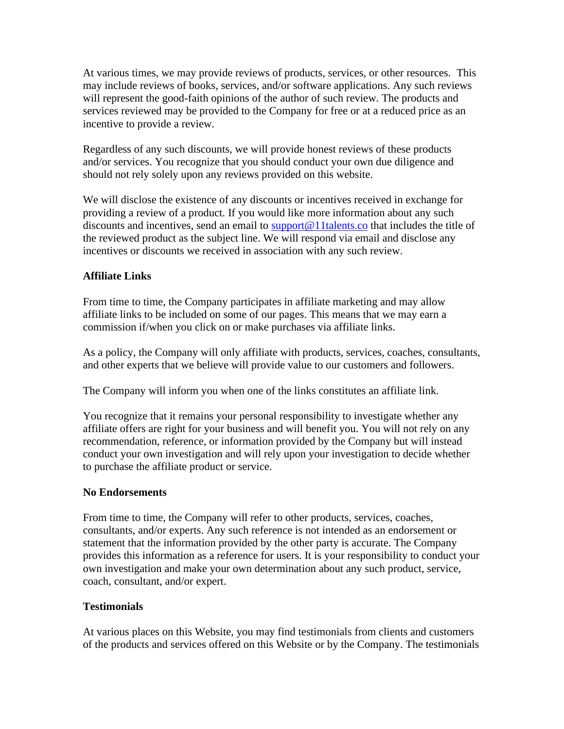At various times, we may provide reviews of products, services, or other resources. This may include reviews of books, services, and/or software applications. Any such reviews will represent the good-faith opinions of the author of such review. The products and services reviewed may be provided to the Company for free or at a reduced price as an incentive to provide a review.

Regardless of any such discounts, we will provide honest reviews of these products and/or services. You recognize that you should conduct your own due diligence and should not rely solely upon any reviews provided on this website.

We will disclose the existence of any discounts or incentives received in exchange for providing a review of a product. If you would like more information about any such discounts and incentives, send an email to support@11talents.co that includes the title of the reviewed product as the subject line. We will respond via email and disclose any incentives or discounts we received in association with any such review.

**Affiliate Links**

From time to time, the Company participates in affiliate marketing and may allow affiliate links to be included on some of our pages. This means that we may earn a commission if/when you click on or make purchases via affiliate links.

As a policy, the Company will only affiliate with products, services, coaches, consultants, and other experts that we believe will provide value to our customers and followers.

The Company will inform you when one of the links constitutes an affiliate link.

You recognize that it remains your personal responsibility to investigate whether any affiliate offers are right for your business and will benefit you. You will not rely on any recommendation, reference, or information provided by the Company but will instead conduct your own investigation and will rely upon your investigation to decide whether to purchase the affiliate product or service.

**No Endorsements**

From time to time, the Company will refer to other products, services, coaches, consultants, and/or experts. Any such reference is not intended as an endorsement or statement that the information provided by the other party is accurate. The Company provides this information as a reference for users. It is your responsibility to conduct your own investigation and make your own determination about any such product, service, coach, consultant, and/or expert.

**Testimonials**

At various places on this Website, you may find testimonials from clients and customers of the products and services offered on this Website or by the Company. The testimonials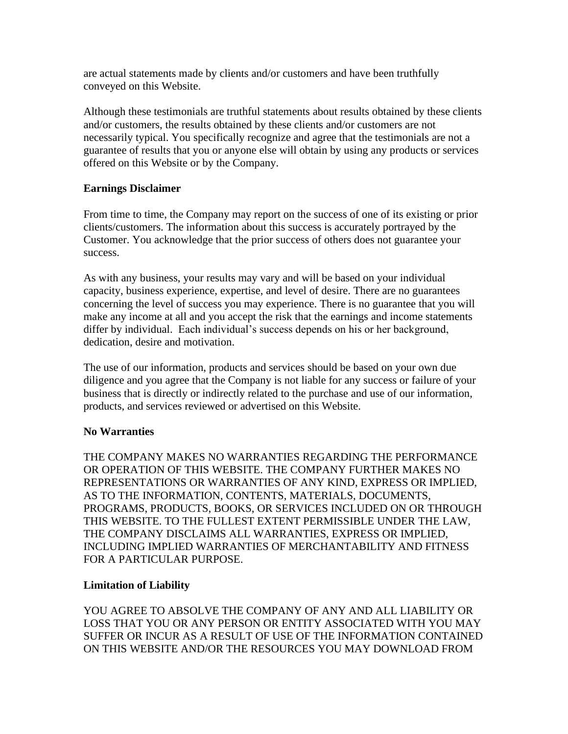are actual statements made by clients and/or customers and have been truthfully conveyed on this Website.

Although these testimonials are truthful statements about results obtained by these clients and/or customers, the results obtained by these clients and/or customers are not necessarily typical. You specifically recognize and agree that the testimonials are not a guarantee of results that you or anyone else will obtain by using any products or services offered on this Website or by the Company.

**Earnings Disclaimer**

From time to time, the Company may report on the success of one of its existing or prior clients/customers. The information about this success is accurately portrayed by the Customer. You acknowledge that the prior success of others does not guarantee your success.

As with any business, your results may vary and will be based on your individual capacity, business experience, expertise, and level of desire. There are no guarantees concerning the level of success you may experience. There is no guarantee that you will make any income at all and you accept the risk that the earnings and income statements differ by individual. Each individual's success depends on his or her background, dedication, desire and motivation.

The use of our information, products and services should be based on your own due diligence and you agree that the Company is not liable for any success or failure of your business that is directly or indirectly related to the purchase and use of our information, products, and services reviewed or advertised on this Website.

**No Warranties**

THE COMPANY MAKES NO WARRANTIES REGARDING THE PERFORMANCE OR OPERATION OF THIS WEBSITE. THE COMPANY FURTHER MAKES NO REPRESENTATIONS OR WARRANTIES OF ANY KIND, EXPRESS OR IMPLIED, AS TO THE INFORMATION, CONTENTS, MATERIALS, DOCUMENTS, PROGRAMS, PRODUCTS, BOOKS, OR SERVICES INCLUDED ON OR THROUGH THIS WEBSITE. TO THE FULLEST EXTENT PERMISSIBLE UNDER THE LAW, THE COMPANY DISCLAIMS ALL WARRANTIES, EXPRESS OR IMPLIED, INCLUDING IMPLIED WARRANTIES OF MERCHANTABILITY AND FITNESS FOR A PARTICULAR PURPOSE.

**Limitation of Liability**

YOU AGREE TO ABSOLVE THE COMPANY OF ANY AND ALL LIABILITY OR LOSS THAT YOU OR ANY PERSON OR ENTITY ASSOCIATED WITH YOU MAY SUFFER OR INCUR AS A RESULT OF USE OF THE INFORMATION CONTAINED ON THIS WEBSITE AND/OR THE RESOURCES YOU MAY DOWNLOAD FROM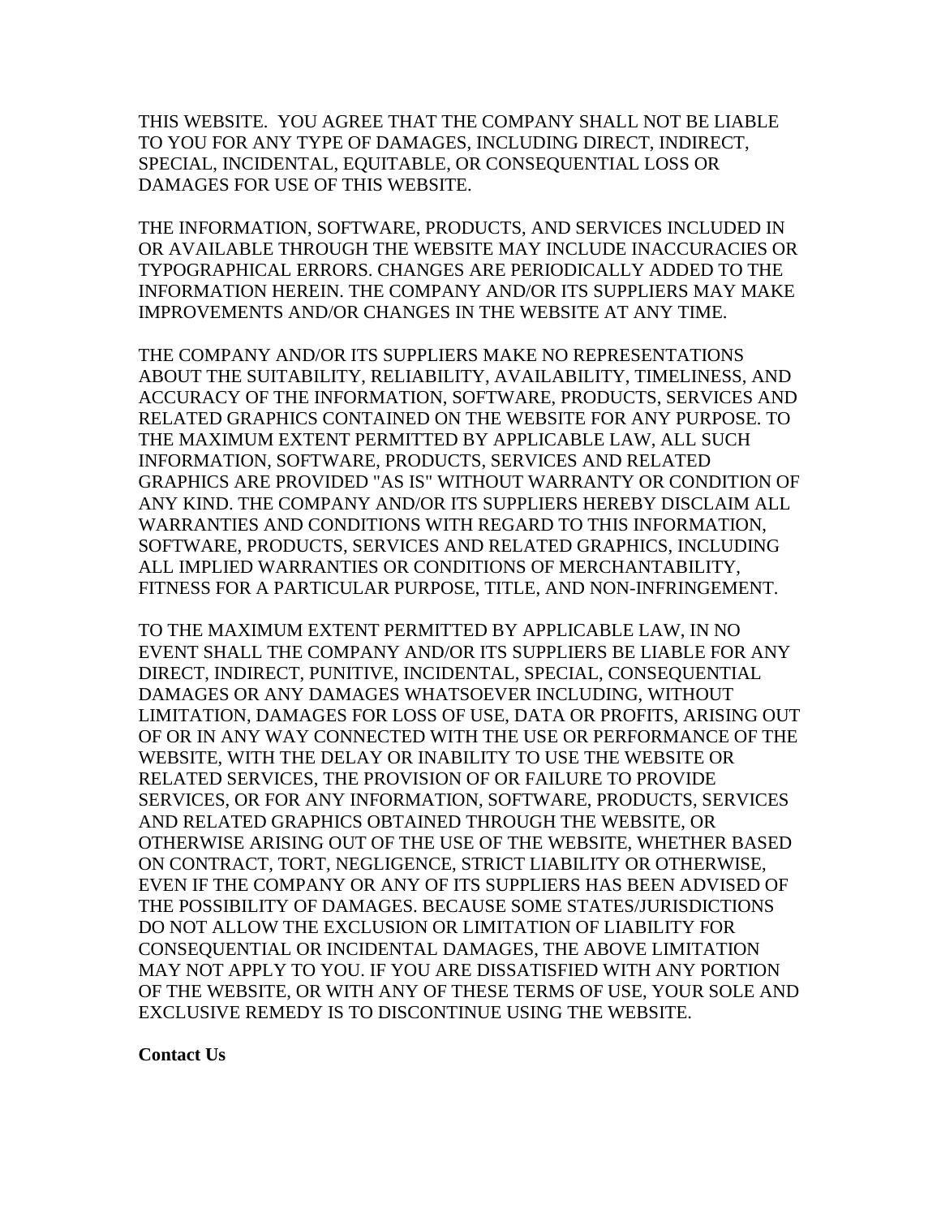THIS WEBSITE.  YOU AGREE THAT THE COMPANY SHALL NOT BE LIABLE TO YOU FOR ANY TYPE OF DAMAGES, INCLUDING DIRECT, INDIRECT, SPECIAL, INCIDENTAL, EQUITABLE, OR CONSEQUENTIAL LOSS OR DAMAGES FOR USE OF THIS WEBSITE.

THE INFORMATION, SOFTWARE, PRODUCTS, AND SERVICES INCLUDED IN OR AVAILABLE THROUGH THE WEBSITE MAY INCLUDE INACCURACIES OR TYPOGRAPHICAL ERRORS. CHANGES ARE PERIODICALLY ADDED TO THE INFORMATION HEREIN. THE COMPANY AND/OR ITS SUPPLIERS MAY MAKE IMPROVEMENTS AND/OR CHANGES IN THE WEBSITE AT ANY TIME.

THE COMPANY AND/OR ITS SUPPLIERS MAKE NO REPRESENTATIONS ABOUT THE SUITABILITY, RELIABILITY, AVAILABILITY, TIMELINESS, AND ACCURACY OF THE INFORMATION, SOFTWARE, PRODUCTS, SERVICES AND RELATED GRAPHICS CONTAINED ON THE WEBSITE FOR ANY PURPOSE. TO THE MAXIMUM EXTENT PERMITTED BY APPLICABLE LAW, ALL SUCH INFORMATION, SOFTWARE, PRODUCTS, SERVICES AND RELATED GRAPHICS ARE PROVIDED "AS IS" WITHOUT WARRANTY OR CONDITION OF ANY KIND. THE COMPANY AND/OR ITS SUPPLIERS HEREBY DISCLAIM ALL WARRANTIES AND CONDITIONS WITH REGARD TO THIS INFORMATION, SOFTWARE, PRODUCTS, SERVICES AND RELATED GRAPHICS, INCLUDING ALL IMPLIED WARRANTIES OR CONDITIONS OF MERCHANTABILITY, FITNESS FOR A PARTICULAR PURPOSE, TITLE, AND NON-INFRINGEMENT.

TO THE MAXIMUM EXTENT PERMITTED BY APPLICABLE LAW, IN NO EVENT SHALL THE COMPANY AND/OR ITS SUPPLIERS BE LIABLE FOR ANY DIRECT, INDIRECT, PUNITIVE, INCIDENTAL, SPECIAL, CONSEQUENTIAL DAMAGES OR ANY DAMAGES WHATSOEVER INCLUDING, WITHOUT LIMITATION, DAMAGES FOR LOSS OF USE, DATA OR PROFITS, ARISING OUT OF OR IN ANY WAY CONNECTED WITH THE USE OR PERFORMANCE OF THE WEBSITE, WITH THE DELAY OR INABILITY TO USE THE WEBSITE OR RELATED SERVICES, THE PROVISION OF OR FAILURE TO PROVIDE SERVICES, OR FOR ANY INFORMATION, SOFTWARE, PRODUCTS, SERVICES AND RELATED GRAPHICS OBTAINED THROUGH THE WEBSITE, OR OTHERWISE ARISING OUT OF THE USE OF THE WEBSITE, WHETHER BASED ON CONTRACT, TORT, NEGLIGENCE, STRICT LIABILITY OR OTHERWISE, EVEN IF THE COMPANY OR ANY OF ITS SUPPLIERS HAS BEEN ADVISED OF THE POSSIBILITY OF DAMAGES. BECAUSE SOME STATES/JURISDICTIONS DO NOT ALLOW THE EXCLUSION OR LIMITATION OF LIABILITY FOR CONSEQUENTIAL OR INCIDENTAL DAMAGES, THE ABOVE LIMITATION MAY NOT APPLY TO YOU. IF YOU ARE DISSATISFIED WITH ANY PORTION OF THE WEBSITE, OR WITH ANY OF THESE TERMS OF USE, YOUR SOLE AND EXCLUSIVE REMEDY IS TO DISCONTINUE USING THE WEBSITE.

**Contact Us**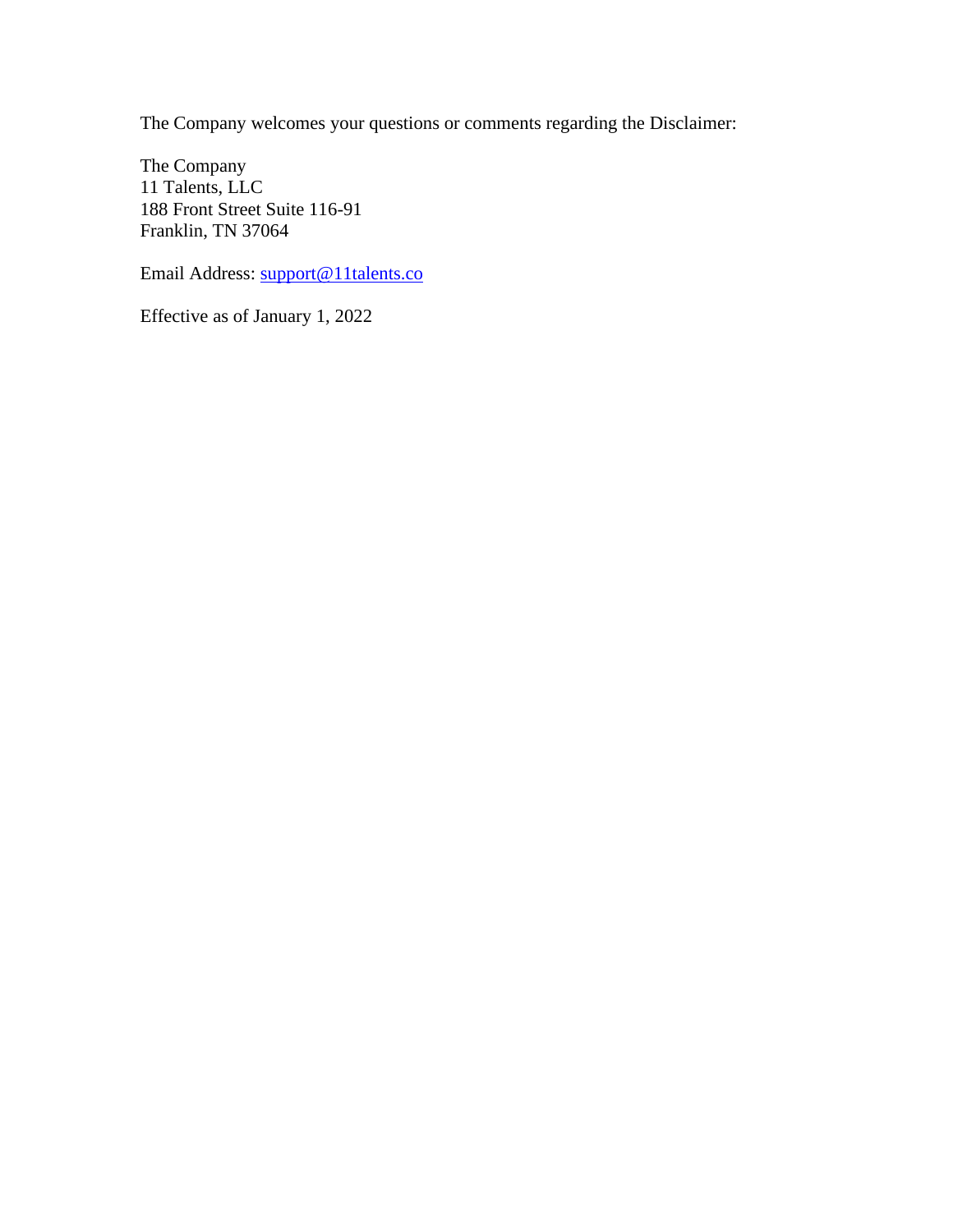The Company welcomes your questions or comments regarding the Disclaimer:

The Company  
11 Talents, LLC  
188 Front Street Suite 116-91  
Franklin, TN 37064

Email Address: support@11talents.co

Effective as of January 1, 2022